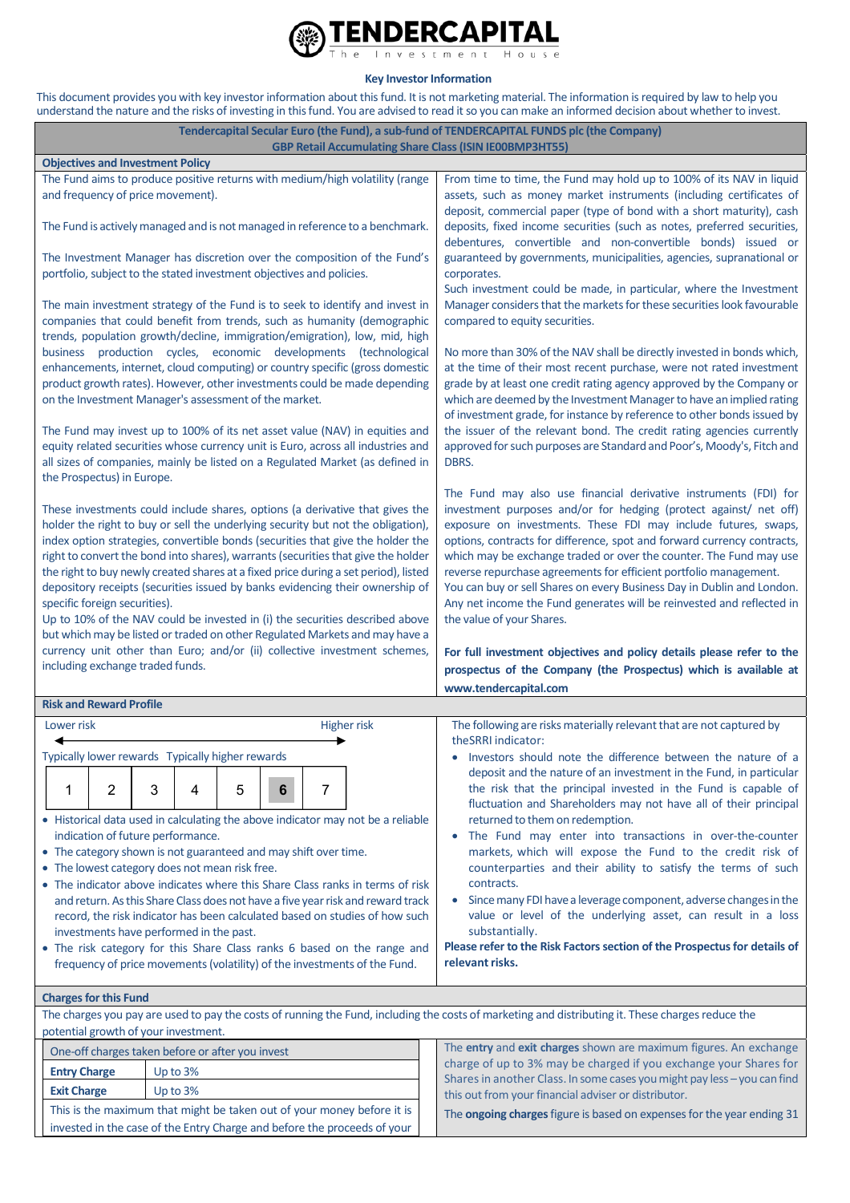# TENDERCAPITAL

The Investment House

## Key Investor Information

This document provides you with key investor information about this fund. It is not marketing material. The information is required by law to help you understand the nature and the risks of investing in this fund. You are advised to read it so you can make an informed decision about whether to invest.

**Tendercapital Secular Euro (the Fund), a sub-fund of TENDERCAPITAL FUNDS plc (the Company)**
**GBP Retail Accumulating Share Class (ISIN IE00BMP3HT55)**

### Objectives and Investment Policy

The Fund aims to produce positive returns with medium/high volatility (range and frequency of price movement).

The Fund is actively managed and is not managed in reference to a benchmark.

The Investment Manager has discretion over the composition of the Fund's portfolio, subject to the stated investment objectives and policies.

The main investment strategy of the Fund is to seek to identify and invest in companies that could benefit from trends, such as humanity (demographic trends, population growth/decline, immigration/emigration), low, mid, high business production cycles, economic developments (technological enhancements, internet, cloud computing) or country specific (gross domestic product growth rates). However, other investments could be made depending on the Investment Manager's assessment of the market.

The Fund may invest up to 100% of its net asset value (NAV) in equities and equity related securities whose currency unit is Euro, across all industries and all sizes of companies, mainly be listed on a Regulated Market (as defined in the Prospectus) in Europe.

These investments could include shares, options (a derivative that gives the holder the right to buy or sell the underlying security but not the obligation), index option strategies, convertible bonds (securities that give the holder the right to convert the bond into shares), warrants (securities that give the holder the right to buy newly created shares at a fixed price during a set period), listed depository receipts (securities issued by banks evidencing their ownership of specific foreign securities).
Up to 10% of the NAV could be invested in (i) the securities described above but which may be listed or traded on other Regulated Markets and may have a currency unit other than Euro; and/or (ii) collective investment schemes, including exchange traded funds.

From time to time, the Fund may hold up to 100% of its NAV in liquid assets, such as money market instruments (including certificates of deposit, commercial paper (type of bond with a short maturity), cash deposits, fixed income securities (such as notes, preferred securities, debentures, convertible and non-convertible bonds) issued or guaranteed by governments, municipalities, agencies, supranational or corporates.
Such investment could be made, in particular, where the Investment Manager considers that the markets for these securities look favourable compared to equity securities.

No more than 30% of the NAV shall be directly invested in bonds which, at the time of their most recent purchase, were not rated investment grade by at least one credit rating agency approved by the Company or which are deemed by the Investment Manager to have an implied rating of investment grade, for instance by reference to other bonds issued by the issuer of the relevant bond. The credit rating agencies currently approved for such purposes are Standard and Poor's, Moody's, Fitch and DBRS.

The Fund may also use financial derivative instruments (FDI) for investment purposes and/or for hedging (protect against/ net off) exposure on investments. These FDI may include futures, swaps, options, contracts for difference, spot and forward currency contracts, which may be exchange traded or over the counter. The Fund may use reverse repurchase agreements for efficient portfolio management.
You can buy or sell Shares on every Business Day in Dublin and London.
Any net income the Fund generates will be reinvested and reflected in the value of your Shares.

**For full investment objectives and policy details please refer to the prospectus of the Company (the Prospectus) which is available at www.tendercapital.com**

### Risk and Reward Profile

Lower risk ← → Higher risk

Typically lower rewards — Typically higher rewards

| 1 | 2 | 3 | 4 | 5 | **6** | 7 |
|---|---|---|---|---|---|---|

- Historical data used in calculating the above indicator may not be a reliable indication of future performance.
- The category shown is not guaranteed and may shift over time.
- The lowest category does not mean risk free.
- The indicator above indicates where this Share Class ranks in terms of risk and return. As this Share Class does not have a five year risk and reward track record, the risk indicator has been calculated based on studies of how such investments have performed in the past.
- The risk category for this Share Class ranks 6 based on the range and frequency of price movements (volatility) of the investments of the Fund.

The following are risks materially relevant that are not captured by theSRRI indicator:

- Investors should note the difference between the nature of a deposit and the nature of an investment in the Fund, in particular the risk that the principal invested in the Fund is capable of fluctuation and Shareholders may not have all of their principal returned to them on redemption.
- The Fund may enter into transactions in over-the-counter markets, which will expose the Fund to the credit risk of counterparties and their ability to satisfy the terms of such contracts.
- Since many FDI have a leverage component, adverse changes in the value or level of the underlying asset, can result in a loss substantially.

**Please refer to the Risk Factors section of the Prospectus for details of relevant risks.**

### Charges for this Fund

The charges you pay are used to pay the costs of running the Fund, including the costs of marketing and distributing it. These charges reduce the potential growth of your investment.

| One-off charges taken before or after you invest | |
|---|---|
| **Entry Charge** | Up to 3% |
| **Exit Charge** | Up to 3% |
| This is the maximum that might be taken out of your money before it is invested in the case of the Entry Charge and before the proceeds of your | |

The **entry** and **exit charges** shown are maximum figures. An exchange charge of up to 3% may be charged if you exchange your Shares for Shares in another Class. In some cases you might pay less – you can find this out from your financial adviser or distributor.

The **ongoing charges** figure is based on expenses for the year ending 31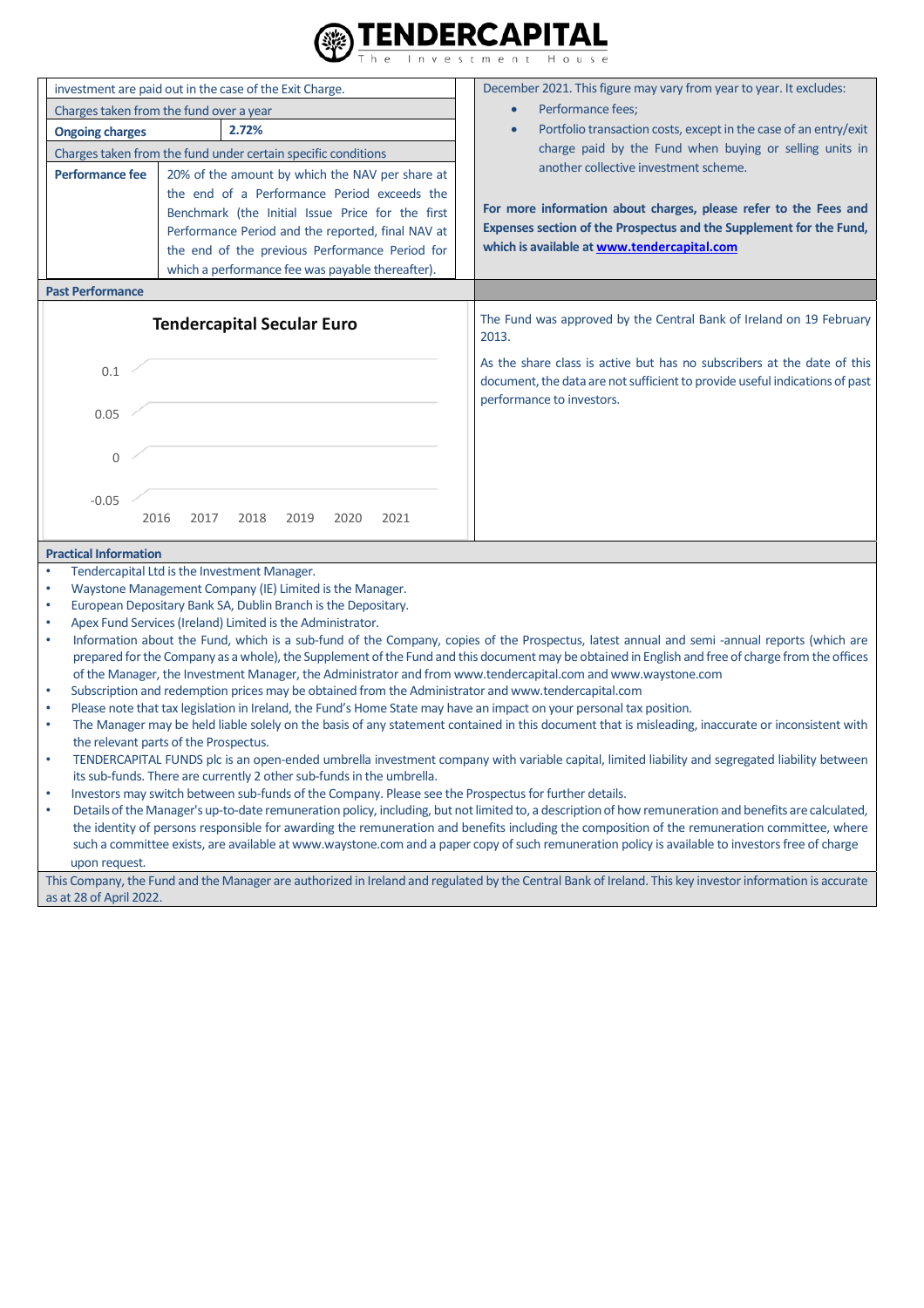investment are paid out in the case of the Exit Charge.

| | |
|---|---|
| Charges taken from the fund over a year | |
| **Ongoing charges** | **2.72%** |
| Charges taken from the fund under certain specific conditions | |
| **Performance fee** | 20% of the amount by which the NAV per share at the end of a Performance Period exceeds the Benchmark (the Initial Issue Price for the first Performance Period and the reported, final NAV at the end of the previous Performance Period for which a performance fee was payable thereafter). |

December 2021. This figure may vary from year to year. It excludes:

- Performance fees;
- Portfolio transaction costs, except in the case of an entry/exit charge paid by the Fund when buying or selling units in another collective investment scheme.

**For more information about charges, please refer to the Fees and Expenses section of the Prospectus and the Supplement for the Fund, which is available at [www.tendercapital.com](www.tendercapital.com)**

## Past Performance

**Tendercapital Secular Euro**

0.1

0.05

0

-0.05

2016 2017 2018 2019 2020 2021

The Fund was approved by the Central Bank of Ireland on 19 February 2013.

As the share class is active but has no subscribers at the date of this document, the data are not sufficient to provide useful indications of past performance to investors.

## Practical Information

- Tendercapital Ltd is the Investment Manager.
- Waystone Management Company (IE) Limited is the Manager.
- European Depositary Bank SA, Dublin Branch is the Depositary.
- Apex Fund Services (Ireland) Limited is the Administrator.
- Information about the Fund, which is a sub-fund of the Company, copies of the Prospectus, latest annual and semi -annual reports (which are prepared for the Company as a whole), the Supplement of the Fund and this document may be obtained in English and free of charge from the offices of the Manager, the Investment Manager, the Administrator and from www.tendercapital.com and www.waystone.com
- Subscription and redemption prices may be obtained from the Administrator and www.tendercapital.com
- Please note that tax legislation in Ireland, the Fund's Home State may have an impact on your personal tax position.
- The Manager may be held liable solely on the basis of any statement contained in this document that is misleading, inaccurate or inconsistent with the relevant parts of the Prospectus.
- TENDERCAPITAL FUNDS plc is an open-ended umbrella investment company with variable capital, limited liability and segregated liability between its sub-funds. There are currently 2 other sub-funds in the umbrella.
- Investors may switch between sub-funds of the Company. Please see the Prospectus for further details.
- Details of the Manager's up-to-date remuneration policy, including, but not limited to, a description of how remuneration and benefits are calculated, the identity of persons responsible for awarding the remuneration and benefits including the composition of the remuneration committee, where such a committee exists, are available at www.waystone.com and a paper copy of such remuneration policy is available to investors free of charge upon request.

This Company, the Fund and the Manager are authorized in Ireland and regulated by the Central Bank of Ireland. This key investor information is accurate as at 28 of April 2022.